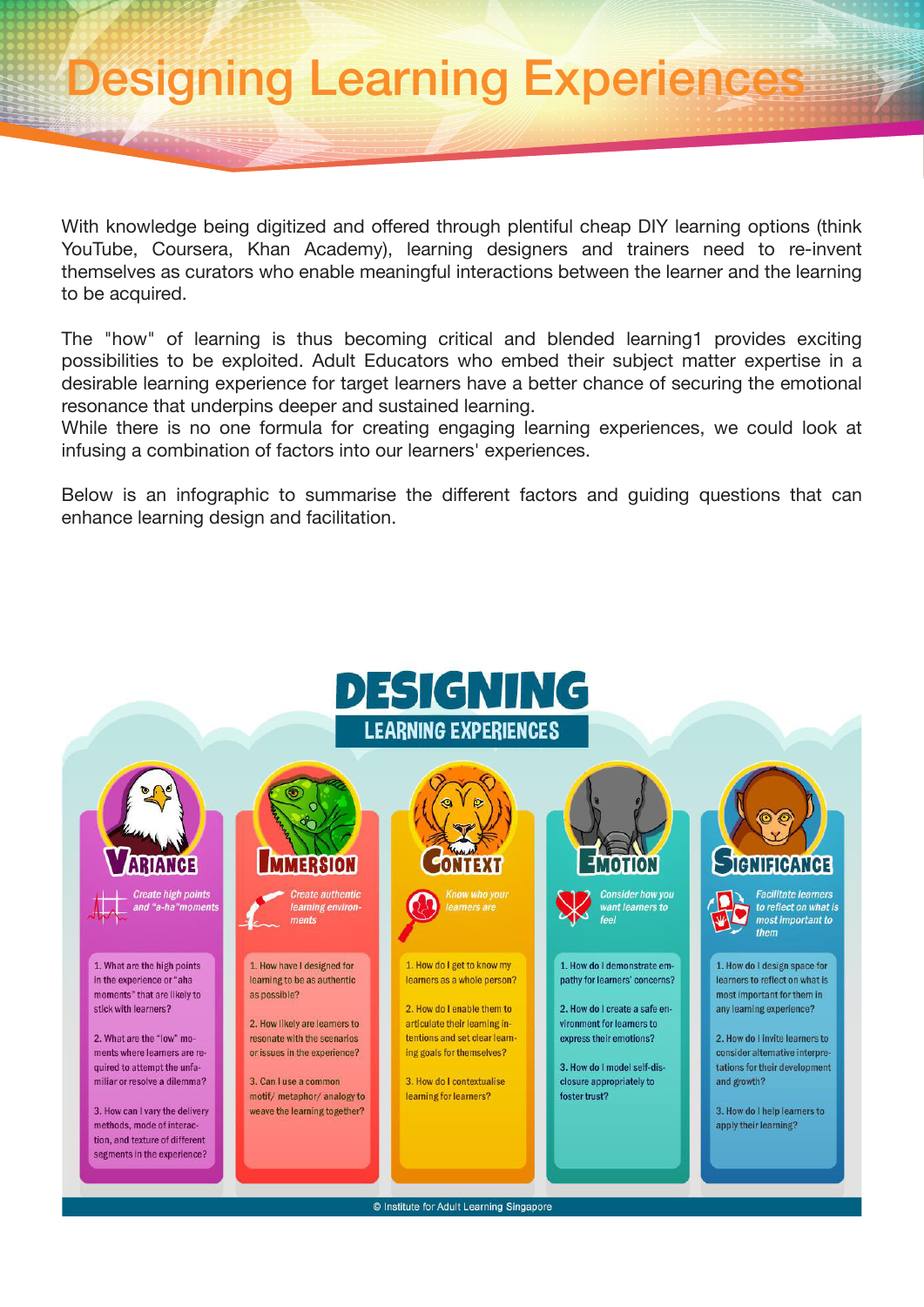# Designing Learning Experiences

With knowledge being digitized and offered through plentiful cheap DIY learning options (think YouTube, Coursera, Khan Academy), learning designers and trainers need to re-invent themselves as curators who enable meaningful interactions between the learner and the learning to be acquired.

The "how" of learning is thus becoming critical and blended learning1 provides exciting possibilities to be exploited. Adult Educators who embed their subject matter expertise in a desirable learning experience for target learners have a better chance of securing the emotional resonance that underpins deeper and sustained learning.
While there is no one formula for creating engaging learning experiences, we could look at infusing a combination of factors into our learners' experiences.

Below is an infographic to summarise the different factors and guiding questions that can enhance learning design and facilitation.

## DESIGNING LEARNING EXPERIENCES

### VARIANCE

*Create high points and "a-ha" moments*

1. What are the high points in the experience or "aha moments" that are likely to stick with learners?
2. What are the "low" moments where learners are required to attempt the unfamiliar or resolve a dilemma?
3. How can I vary the delivery methods, mode of interaction, and texture of different segments in the experience?

### IMMERSION

*Create authentic learning environments*

1. How have I designed for learning to be as authentic as possible?
2. How likely are learners to resonate with the scenarios or issues in the experience?
3. Can I use a common motif/ metaphor/ analogy to weave the learning together?

### CONTEXT

*Know who your learners are*

1. How do I get to know my learners as a whole person?
2. How do I enable them to articulate their learning intentions and set clear learning goals for themselves?
3. How do I contextualise learning for learners?

### EMOTION

*Consider how you want learners to feel*

1. How do I demonstrate empathy for learners' concerns?
2. How do I create a safe environment for learners to express their emotions?
3. How do I model self-disclosure appropriately to foster trust?

### SIGNIFICANCE

*Facilitate learners to reflect on what is most important to them*

1. How do I design space for learners to reflect on what is most important for them in any learning experience?
2. How do I invite learners to consider alternative interpretations for their development and growth?
3. How do I help learners to apply their learning?

© Institute for Adult Learning Singapore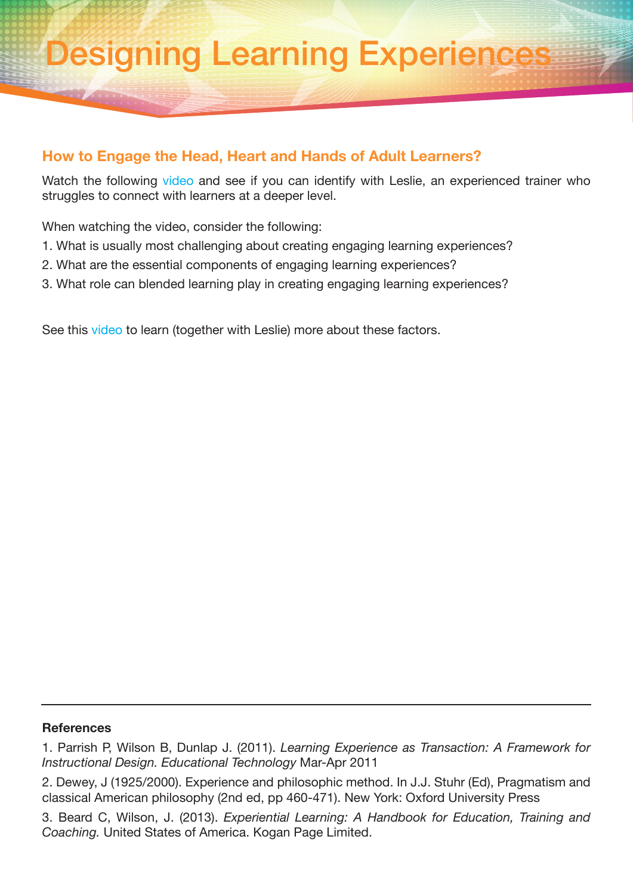# Designing Learning Experiences

## How to Engage the Head, Heart and Hands of Adult Learners?

Watch the following video and see if you can identify with Leslie, an experienced trainer who struggles to connect with learners at a deeper level.

When watching the video, consider the following:

1. What is usually most challenging about creating engaging learning experiences?
2. What are the essential components of engaging learning experiences?
3. What role can blended learning play in creating engaging learning experiences?

See this video to learn (together with Leslie) more about these factors.

---

**References**

1. Parrish P, Wilson B, Dunlap J. (2011). *Learning Experience as Transaction: A Framework for Instructional Design. Educational Technology* Mar-Apr 2011

2. Dewey, J (1925/2000). Experience and philosophic method. In J.J. Stuhr (Ed), Pragmatism and classical American philosophy (2nd ed, pp 460-471). New York: Oxford University Press

3. Beard C, Wilson, J. (2013). *Experiential Learning: A Handbook for Education, Training and Coaching.* United States of America. Kogan Page Limited.